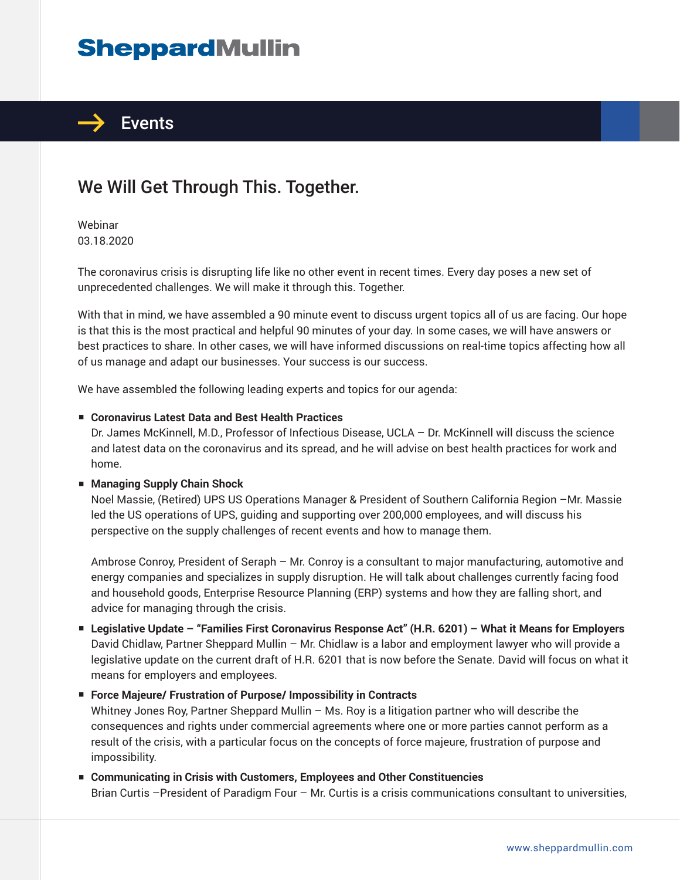# SheppardMullin

## Events

## We Will Get Through This. Together.

Webinar
03.18.2020

The coronavirus crisis is disrupting life like no other event in recent times. Every day poses a new set of unprecedented challenges. We will make it through this. Together.

With that in mind, we have assembled a 90 minute event to discuss urgent topics all of us are facing. Our hope is that this is the most practical and helpful 90 minutes of your day. In some cases, we will have answers or best practices to share. In other cases, we will have informed discussions on real-time topics affecting how all of us manage and adapt our businesses. Your success is our success.

We have assembled the following leading experts and topics for our agenda:

- **Coronavirus Latest Data and Best Health Practices**
  Dr. James McKinnell, M.D., Professor of Infectious Disease, UCLA – Dr. McKinnell will discuss the science and latest data on the coronavirus and its spread, and he will advise on best health practices for work and home.
- **Managing Supply Chain Shock**
  Noel Massie, (Retired) UPS US Operations Manager & President of Southern California Region –Mr. Massie led the US operations of UPS, guiding and supporting over 200,000 employees, and will discuss his perspective on the supply challenges of recent events and how to manage them.

  Ambrose Conroy, President of Seraph – Mr. Conroy is a consultant to major manufacturing, automotive and energy companies and specializes in supply disruption. He will talk about challenges currently facing food and household goods, Enterprise Resource Planning (ERP) systems and how they are falling short, and advice for managing through the crisis.
- **Legislative Update – "Families First Coronavirus Response Act" (H.R. 6201) – What it Means for Employers**
  David Chidlaw, Partner Sheppard Mullin – Mr. Chidlaw is a labor and employment lawyer who will provide a legislative update on the current draft of H.R. 6201 that is now before the Senate. David will focus on what it means for employers and employees.
- **Force Majeure/ Frustration of Purpose/ Impossibility in Contracts**
  Whitney Jones Roy, Partner Sheppard Mullin – Ms. Roy is a litigation partner who will describe the consequences and rights under commercial agreements where one or more parties cannot perform as a result of the crisis, with a particular focus on the concepts of force majeure, frustration of purpose and impossibility.
- **Communicating in Crisis with Customers, Employees and Other Constituencies**
  Brian Curtis –President of Paradigm Four – Mr. Curtis is a crisis communications consultant to universities,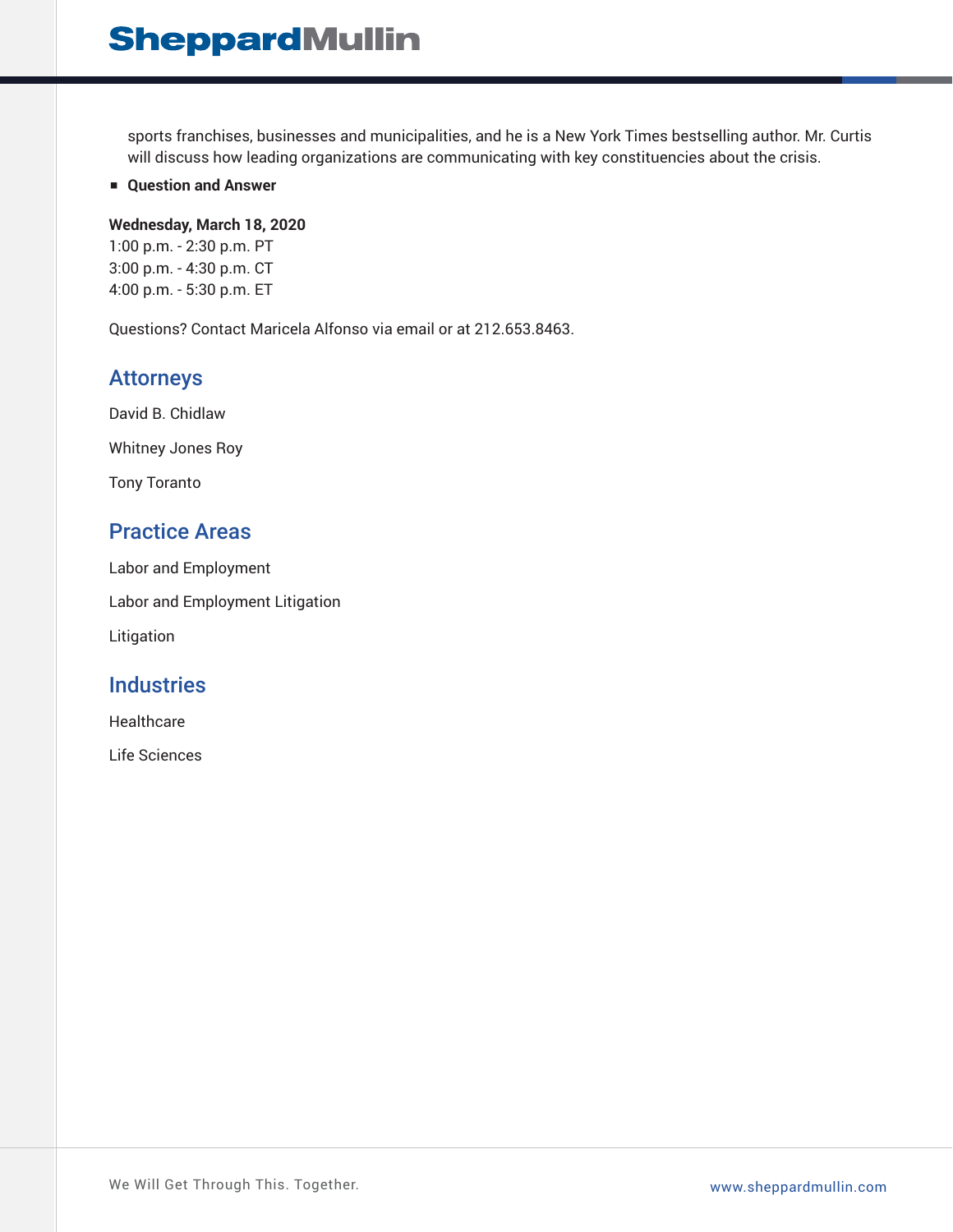sports franchises, businesses and municipalities, and he is a New York Times bestselling author. Mr. Curtis will discuss how leading organizations are communicating with key constituencies about the crisis.

- **Question and Answer**

**Wednesday, March 18, 2020**
1:00 p.m. - 2:30 p.m. PT
3:00 p.m. - 4:30 p.m. CT
4:00 p.m. - 5:30 p.m. ET

Questions? Contact Maricela Alfonso via email or at 212.653.8463.

## Attorneys

David B. Chidlaw

Whitney Jones Roy

Tony Toranto

## Practice Areas

Labor and Employment

Labor and Employment Litigation

Litigation

## Industries

Healthcare

Life Sciences